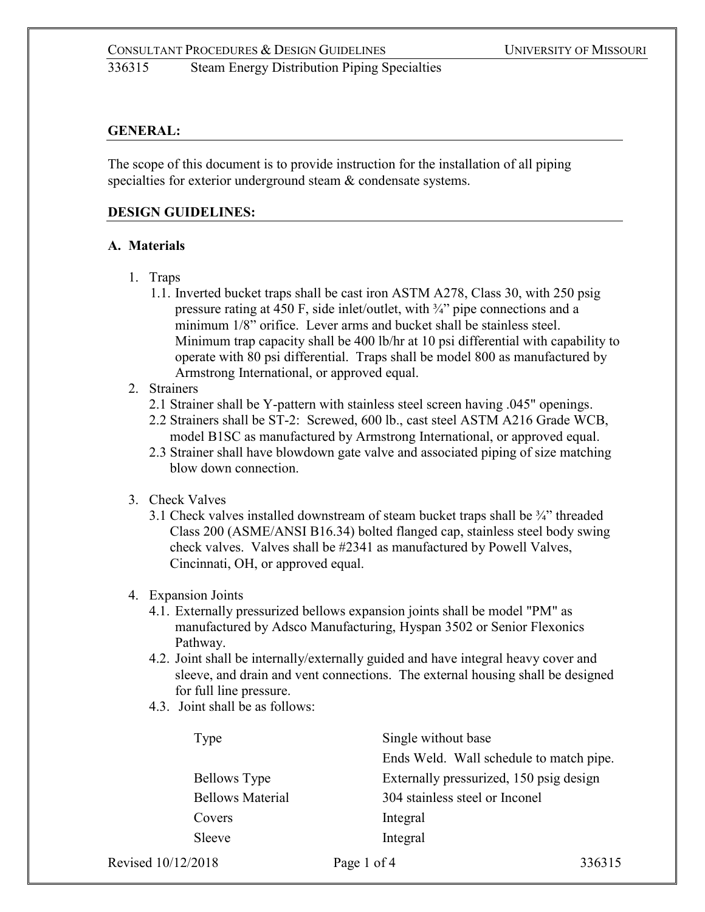336315 Steam Energy Distribution Piping Specialties

**GENERAL:**

The scope of this document is to provide instruction for the installation of all piping specialties for exterior underground steam & condensate systems.

**DESIGN GUIDELINES:**

**A. Materials**

1. Traps
   1.1. Inverted bucket traps shall be cast iron ASTM A278, Class 30, with 250 psig pressure rating at 450 F, side inlet/outlet, with ¾" pipe connections and a minimum 1/8" orifice. Lever arms and bucket shall be stainless steel. Minimum trap capacity shall be 400 lb/hr at 10 psi differential with capability to operate with 80 psi differential. Traps shall be model 800 as manufactured by Armstrong International, or approved equal.
2. Strainers
   2.1 Strainer shall be Y-pattern with stainless steel screen having .045" openings.
   2.2 Strainers shall be ST-2: Screwed, 600 lb., cast steel ASTM A216 Grade WCB, model B1SC as manufactured by Armstrong International, or approved equal.
   2.3 Strainer shall have blowdown gate valve and associated piping of size matching blow down connection.

3. Check Valves
   3.1 Check valves installed downstream of steam bucket traps shall be ¾" threaded Class 200 (ASME/ANSI B16.34) bolted flanged cap, stainless steel body swing check valves. Valves shall be #2341 as manufactured by Powell Valves, Cincinnati, OH, or approved equal.

4. Expansion Joints
   4.1. Externally pressurized bellows expansion joints shall be model "PM" as manufactured by Adsco Manufacturing, Hyspan 3502 or Senior Flexonics Pathway.
   4.2. Joint shall be internally/externally guided and have integral heavy cover and sleeve, and drain and vent connections. The external housing shall be designed for full line pressure.
   4.3. Joint shall be as follows:

| | |
|---|---|
| Type | Single without base |
| | Ends Weld. Wall schedule to match pipe. |
| Bellows Type | Externally pressurized, 150 psig design |
| Bellows Material | 304 stainless steel or Inconel |
| Covers | Integral |
| Sleeve | Integral |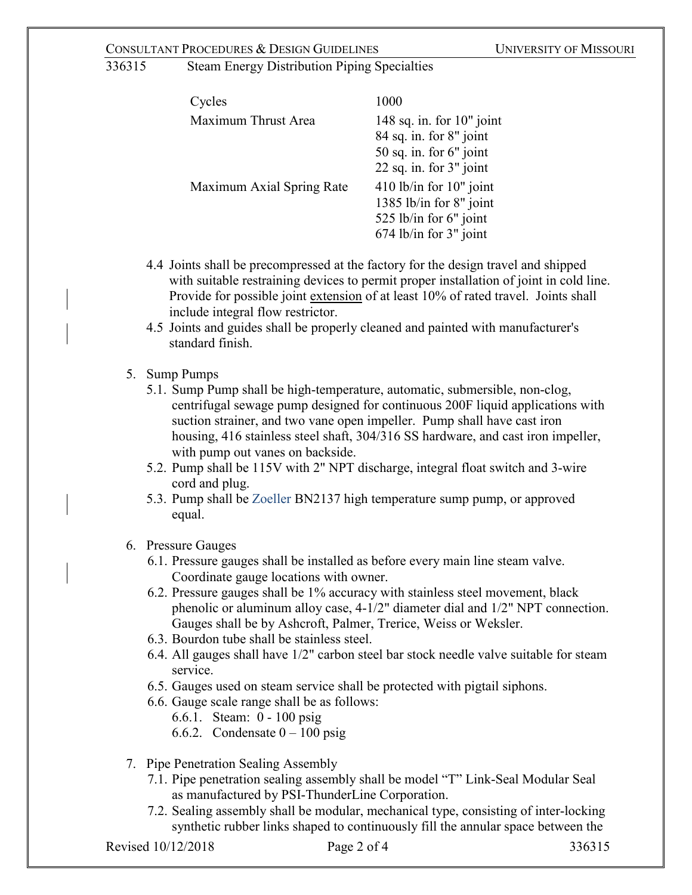| | |
|---|---|
| Cycles | 1000 |
| Maximum Thrust Area | 148 sq. in. for 10" joint<br>84 sq. in. for 8" joint<br>50 sq. in. for 6" joint<br>22 sq. in. for 3" joint |
| Maximum Axial Spring Rate | 410 lb/in for 10" joint<br>1385 lb/in for 8" joint<br>525 lb/in for 6" joint<br>674 lb/in for 3" joint |

4.4 Joints shall be precompressed at the factory for the design travel and shipped with suitable restraining devices to permit proper installation of joint in cold line. Provide for possible joint <u>extension</u> of at least 10% of rated travel. Joints shall include integral flow restrictor.

4.5 Joints and guides shall be properly cleaned and painted with manufacturer's standard finish.

5. Sump Pumps
   - 5.1. Sump Pump shall be high-temperature, automatic, submersible, non-clog, centrifugal sewage pump designed for continuous 200F liquid applications with suction strainer, and two vane open impeller. Pump shall have cast iron housing, 416 stainless steel shaft, 304/316 SS hardware, and cast iron impeller, with pump out vanes on backside.
   - 5.2. Pump shall be 115V with 2" NPT discharge, integral float switch and 3-wire cord and plug.
   - 5.3. Pump shall be Zoeller BN2137 high temperature sump pump, or approved equal.

6. Pressure Gauges
   - 6.1. Pressure gauges shall be installed as before every main line steam valve. Coordinate gauge locations with owner.
   - 6.2. Pressure gauges shall be 1% accuracy with stainless steel movement, black phenolic or aluminum alloy case, 4-1/2" diameter dial and 1/2" NPT connection. Gauges shall be by Ashcroft, Palmer, Trerice, Weiss or Weksler.
   - 6.3. Bourdon tube shall be stainless steel.
   - 6.4. All gauges shall have 1/2" carbon steel bar stock needle valve suitable for steam service.
   - 6.5. Gauges used on steam service shall be protected with pigtail siphons.
   - 6.6. Gauge scale range shall be as follows:
     - 6.6.1. Steam: 0 - 100 psig
     - 6.6.2. Condensate 0 – 100 psig

7. Pipe Penetration Sealing Assembly
   - 7.1. Pipe penetration sealing assembly shall be model "T" Link-Seal Modular Seal as manufactured by PSI-ThunderLine Corporation.
   - 7.2. Sealing assembly shall be modular, mechanical type, consisting of inter-locking synthetic rubber links shaped to continuously fill the annular space between the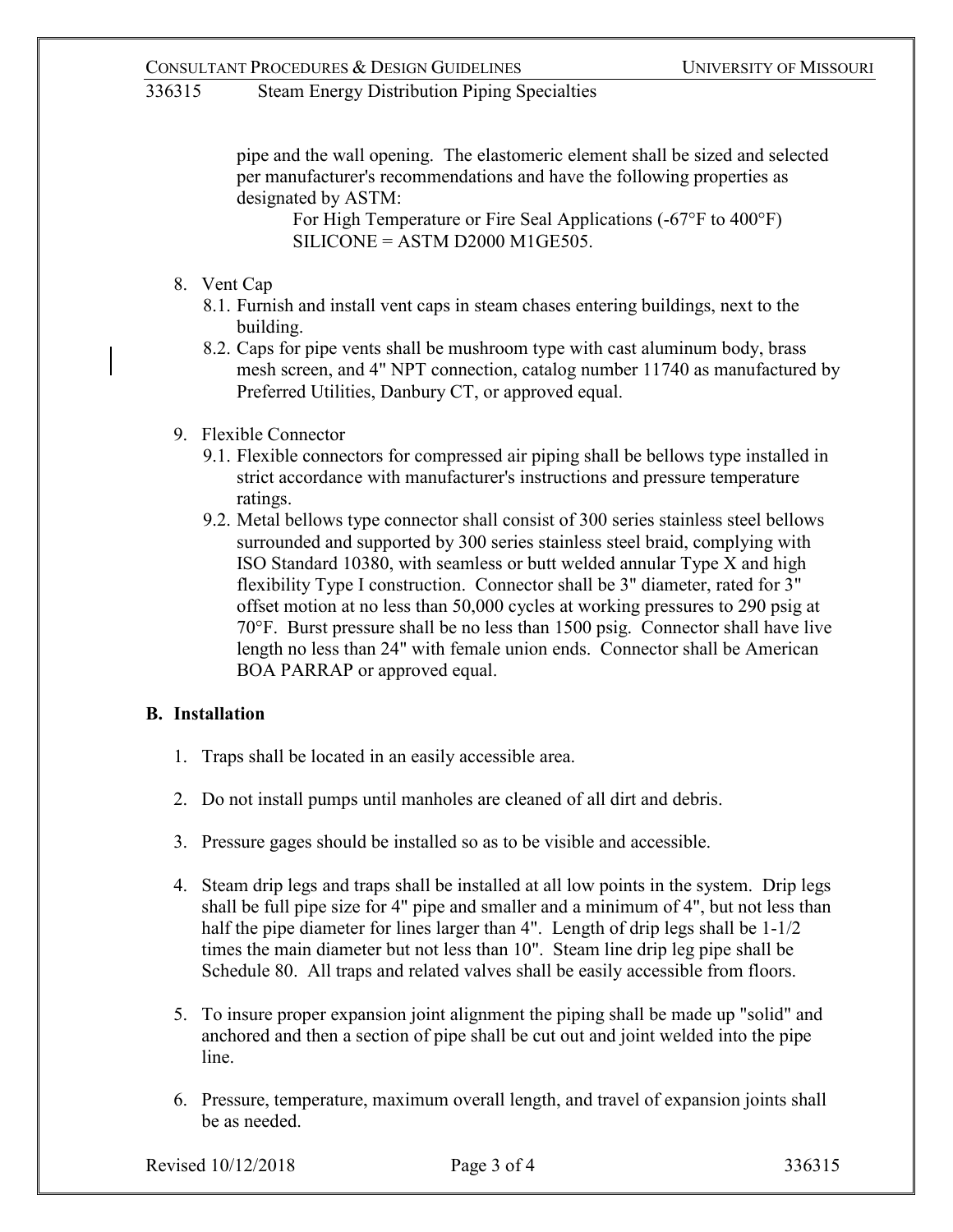pipe and the wall opening. The elastomeric element shall be sized and selected per manufacturer's recommendations and have the following properties as designated by ASTM:

For High Temperature or Fire Seal Applications (-67°F to 400°F)
SILICONE = ASTM D2000 M1GE505.

8. Vent Cap
   - 8.1. Furnish and install vent caps in steam chases entering buildings, next to the building.
   - 8.2. Caps for pipe vents shall be mushroom type with cast aluminum body, brass mesh screen, and 4" NPT connection, catalog number 11740 as manufactured by Preferred Utilities, Danbury CT, or approved equal.

9. Flexible Connector
   - 9.1. Flexible connectors for compressed air piping shall be bellows type installed in strict accordance with manufacturer's instructions and pressure temperature ratings.
   - 9.2. Metal bellows type connector shall consist of 300 series stainless steel bellows surrounded and supported by 300 series stainless steel braid, complying with ISO Standard 10380, with seamless or butt welded annular Type X and high flexibility Type I construction. Connector shall be 3" diameter, rated for 3" offset motion at no less than 50,000 cycles at working pressures to 290 psig at 70°F. Burst pressure shall be no less than 1500 psig. Connector shall have live length no less than 24" with female union ends. Connector shall be American BOA PARRAP or approved equal.

## B. Installation

1. Traps shall be located in an easily accessible area.

2. Do not install pumps until manholes are cleaned of all dirt and debris.

3. Pressure gages should be installed so as to be visible and accessible.

4. Steam drip legs and traps shall be installed at all low points in the system. Drip legs shall be full pipe size for 4" pipe and smaller and a minimum of 4", but not less than half the pipe diameter for lines larger than 4". Length of drip legs shall be 1-1/2 times the main diameter but not less than 10". Steam line drip leg pipe shall be Schedule 80. All traps and related valves shall be easily accessible from floors.

5. To insure proper expansion joint alignment the piping shall be made up "solid" and anchored and then a section of pipe shall be cut out and joint welded into the pipe line.

6. Pressure, temperature, maximum overall length, and travel of expansion joints shall be as needed.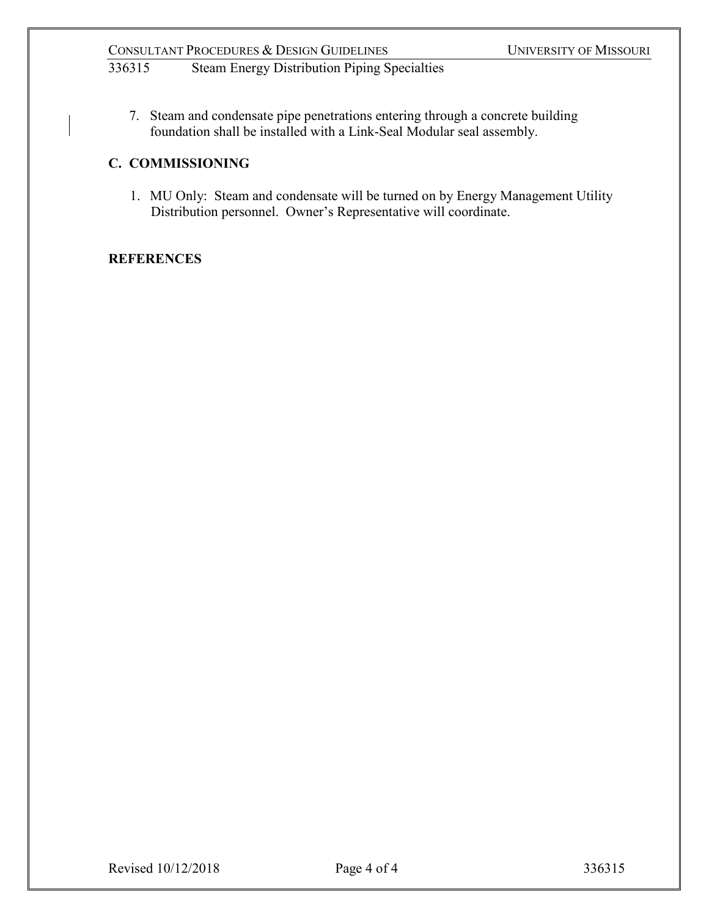7. Steam and condensate pipe penetrations entering through a concrete building foundation shall be installed with a Link-Seal Modular seal assembly.

## C. COMMISSIONING

1. MU Only: Steam and condensate will be turned on by Energy Management Utility Distribution personnel. Owner's Representative will coordinate.

## REFERENCES